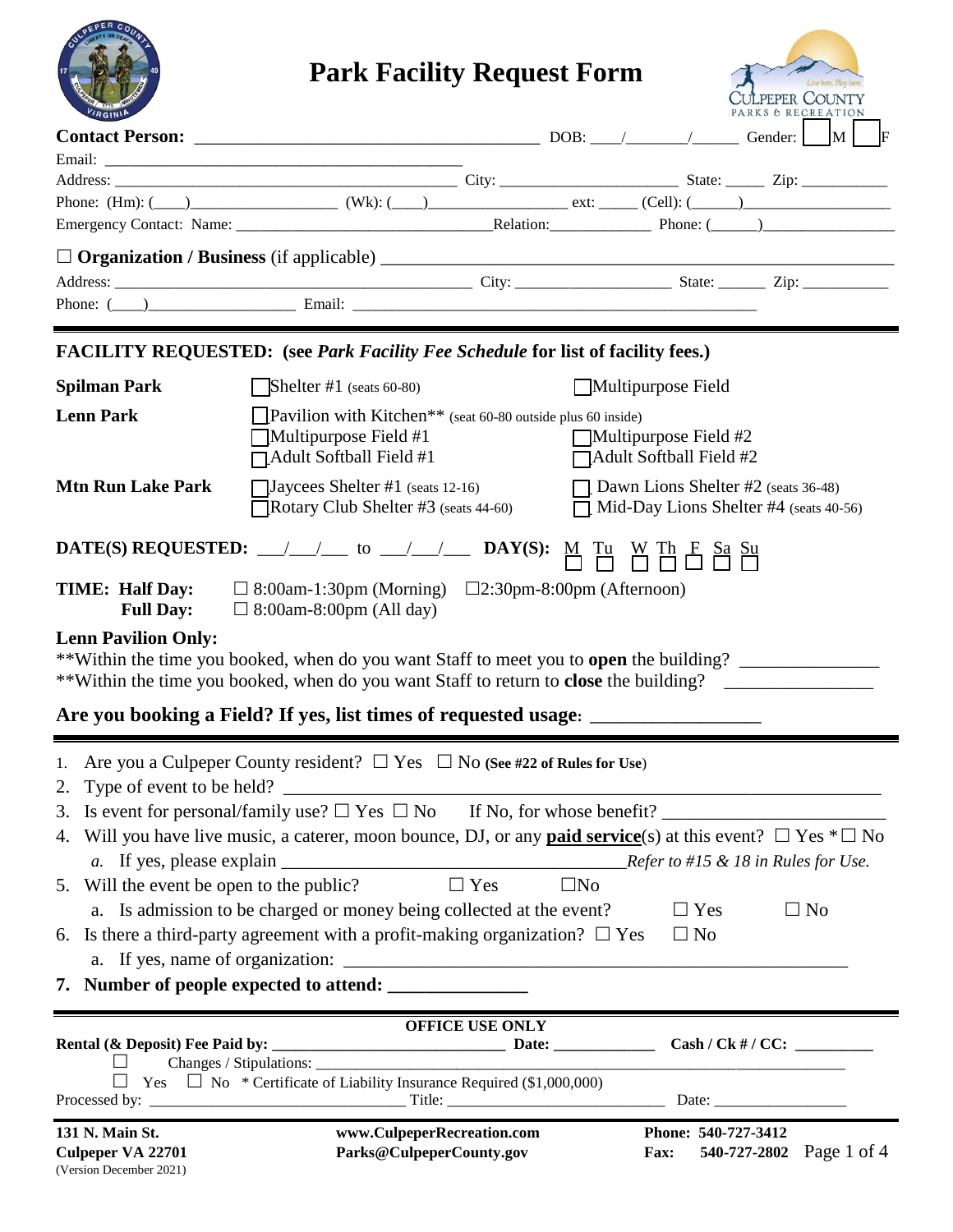# Park Facility Request Form

**Contact Person:** ________________________________________ DOB: ___/_______/______ Gender: ☐ M ☐ F

Email: ________________________________________________

Address: ______________________________________________ City: ______________________ State: _____ Zip: ___________

Phone: (Hm): (____)__________________ (Wk): (___)________________ ext: _____ (Cell): (______)__________________

Emergency Contact: Name: _________________________________Relation:_____________ Phone: (______)_________________

☐ **Organization / Business** (if applicable) ______________________________________________________________

Address: ______________________________________________ City: ____________________ State: ______ Zip: ___________

Phone: (____)__________________ Email: ______________________________________________________

---

**FACILITY REQUESTED: (see *Park Facility Fee Schedule* for list of facility fees.)**

| | | |
|---|---|---|
| **Spilman Park** | ☐ Shelter #1 (seats 60-80) | ☐ Multipurpose Field |
| **Lenn Park** | ☐ Pavilion with Kitchen** (seat 60-80 outside plus 60 inside) | |
| | ☐ Multipurpose Field #1 | ☐ Multipurpose Field #2 |
| | ☐ Adult Softball Field #1 | ☐ Adult Softball Field #2 |
| **Mtn Run Lake Park** | ☐ Jaycees Shelter #1 (seats 12-16) | ☐ Dawn Lions Shelter #2 (seats 36-48) |
| | ☐ Rotary Club Shelter #3 (seats 44-60) | ☐ Mid-Day Lions Shelter #4 (seats 40-56) |

**DATE(S) REQUESTED:** ___/___/___ to ___/___/___ **DAY(S):** M ☐ Tu ☐ W ☐ Th ☐ F ☐ Sa ☐ Su ☐

**TIME: Half Day:** ☐ 8:00am-1:30pm (Morning) ☐ 2:30pm-8:00pm (Afternoon)

**Full Day:** ☐ 8:00am-8:00pm (All day)

**Lenn Pavilion Only:**

**Within the time you booked, when do you want Staff to meet you to **open** the building? _______________

**Within the time you booked, when do you want Staff to return to **close** the building? ________________

**Are you booking a Field? If yes, list times of requested usage:** _________________

---

1. Are you a Culpeper County resident? ☐ Yes ☐ No **(See #22 of Rules for Use)**
2. Type of event to be held? ____________________________________________________________
3. Is event for personal/family use? ☐ Yes ☐ No If No, for whose benefit? ______________________
4. Will you have live music, a caterer, moon bounce, DJ, or any **paid service**(s) at this event? ☐ Yes * ☐ No
   a. If yes, please explain ____________________________________*Refer to #15 & 18 in Rules for Use.*
5. Will the event be open to the public? ☐ Yes ☐ No
   a. Is admission to be charged or money being collected at the event? ☐ Yes ☐ No
6. Is there a third-party agreement with a profit-making organization? ☐ Yes ☐ No
   a. If yes, name of organization: ______________________________________________________
7. **Number of people expected to attend:** _______________

---

**OFFICE USE ONLY**

**Rental (& Deposit) Fee Paid by:** ____________________________ **Date:** ____________ **Cash / Ck # / CC:** _________

☐ Changes / Stipulations: _____________________________________________________________________

☐ Yes ☐ No * Certificate of Liability Insurance Required ($1,000,000)

Processed by: ________________________________ Title: ____________________________ Date: ________________

**131 N. Main St.**
**Culpeper VA 22701**
(Version December 2021)

**www.CulpeperRecreation.com**
**Parks@CulpeperCounty.gov**

**Phone: 540-727-3412**
**Fax: 540-727-2802**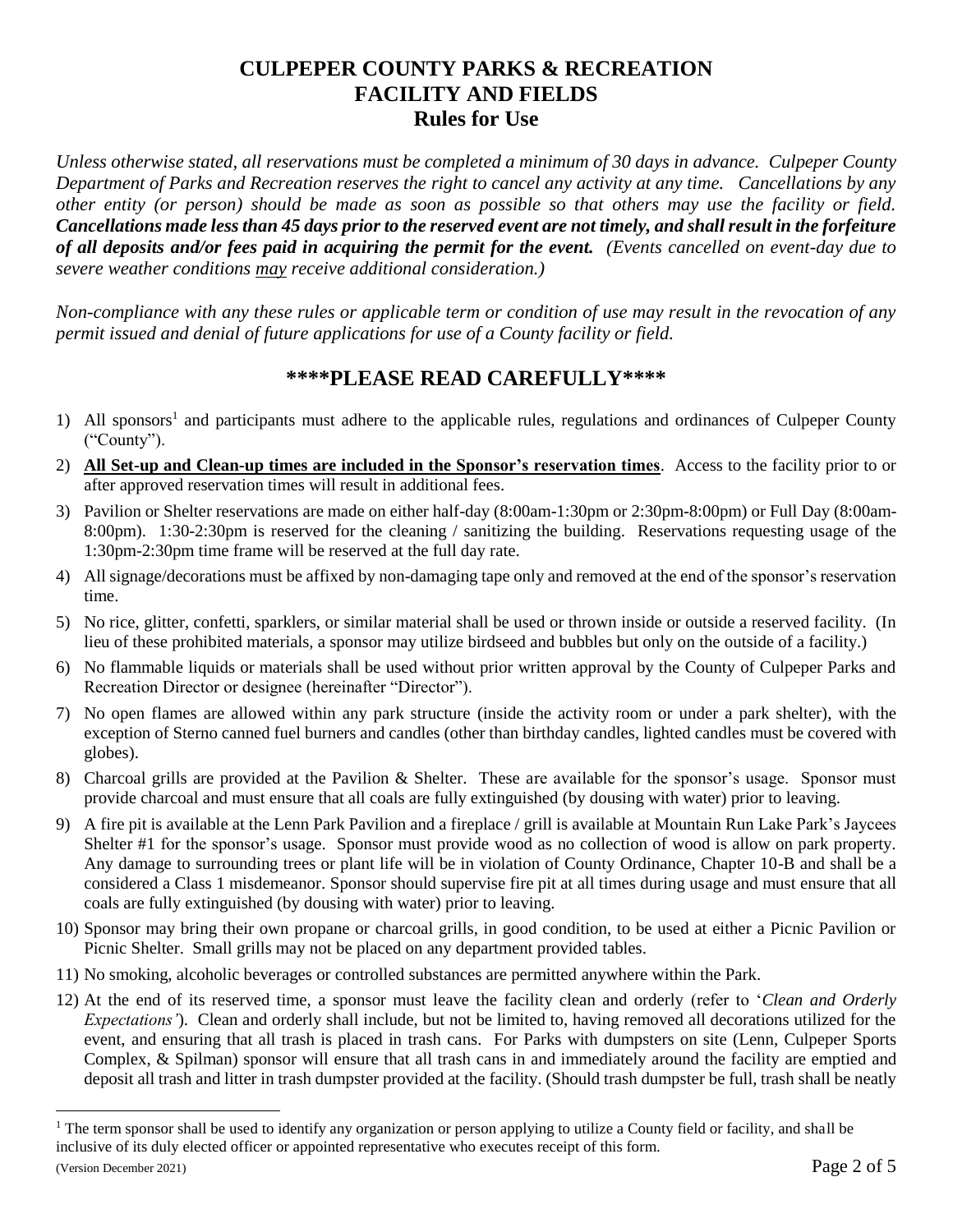# CULPEPER COUNTY PARKS & RECREATION
# FACILITY AND FIELDS
## Rules for Use

*Unless otherwise stated, all reservations must be completed a minimum of 30 days in advance. Culpeper County Department of Parks and Recreation reserves the right to cancel any activity at any time. Cancellations by any other entity (or person) should be made as soon as possible so that others may use the facility or field.* ***Cancellations made less than 45 days prior to the reserved event are not timely, and shall result in the forfeiture of all deposits and/or fees paid in acquiring the permit for the event.*** *(Events cancelled on event-day due to severe weather conditions may receive additional consideration.)*

*Non-compliance with any these rules or applicable term or condition of use may result in the revocation of any permit issued and denial of future applications for use of a County facility or field.*

## \*\*\*\*PLEASE READ CAREFULLY\*\*\*\*

1) All sponsors[1] and participants must adhere to the applicable rules, regulations and ordinances of Culpeper County ("County").
2) **All Set-up and Clean-up times are included in the Sponsor's reservation times**. Access to the facility prior to or after approved reservation times will result in additional fees.
3) Pavilion or Shelter reservations are made on either half-day (8:00am-1:30pm or 2:30pm-8:00pm) or Full Day (8:00am-8:00pm). 1:30-2:30pm is reserved for the cleaning / sanitizing the building. Reservations requesting usage of the 1:30pm-2:30pm time frame will be reserved at the full day rate.
4) All signage/decorations must be affixed by non-damaging tape only and removed at the end of the sponsor's reservation time.
5) No rice, glitter, confetti, sparklers, or similar material shall be used or thrown inside or outside a reserved facility. (In lieu of these prohibited materials, a sponsor may utilize birdseed and bubbles but only on the outside of a facility.)
6) No flammable liquids or materials shall be used without prior written approval by the County of Culpeper Parks and Recreation Director or designee (hereinafter "Director").
7) No open flames are allowed within any park structure (inside the activity room or under a park shelter), with the exception of Sterno canned fuel burners and candles (other than birthday candles, lighted candles must be covered with globes).
8) Charcoal grills are provided at the Pavilion & Shelter. These are available for the sponsor's usage. Sponsor must provide charcoal and must ensure that all coals are fully extinguished (by dousing with water) prior to leaving.
9) A fire pit is available at the Lenn Park Pavilion and a fireplace / grill is available at Mountain Run Lake Park's Jaycees Shelter #1 for the sponsor's usage. Sponsor must provide wood as no collection of wood is allow on park property. Any damage to surrounding trees or plant life will be in violation of County Ordinance, Chapter 10-B and shall be a considered a Class 1 misdemeanor. Sponsor should supervise fire pit at all times during usage and must ensure that all coals are fully extinguished (by dousing with water) prior to leaving.
10) Sponsor may bring their own propane or charcoal grills, in good condition, to be used at either a Picnic Pavilion or Picnic Shelter. Small grills may not be placed on any department provided tables.
11) No smoking, alcoholic beverages or controlled substances are permitted anywhere within the Park.
12) At the end of its reserved time, a sponsor must leave the facility clean and orderly (refer to '*Clean and Orderly Expectations'*). Clean and orderly shall include, but not be limited to, having removed all decorations utilized for the event, and ensuring that all trash is placed in trash cans. For Parks with dumpsters on site (Lenn, Culpeper Sports Complex, & Spilman) sponsor will ensure that all trash cans in and immediately around the facility are emptied and deposit all trash and litter in trash dumpster provided at the facility. (Should trash dumpster be full, trash shall be neatly

[1] The term sponsor shall be used to identify any organization or person applying to utilize a County field or facility, and shall be inclusive of its duly elected officer or appointed representative who executes receipt of this form.

(Version December 2021)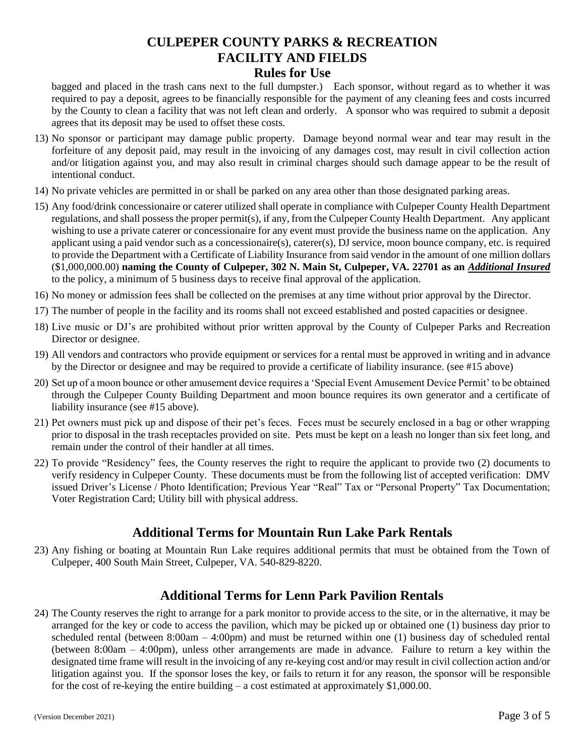# CULPEPER COUNTY PARKS & RECREATION
# FACILITY AND FIELDS
## Rules for Use

bagged and placed in the trash cans next to the full dumpster.) Each sponsor, without regard as to whether it was required to pay a deposit, agrees to be financially responsible for the payment of any cleaning fees and costs incurred by the County to clean a facility that was not left clean and orderly. A sponsor who was required to submit a deposit agrees that its deposit may be used to offset these costs.

13) No sponsor or participant may damage public property. Damage beyond normal wear and tear may result in the forfeiture of any deposit paid, may result in the invoicing of any damages cost, may result in civil collection action and/or litigation against you, and may also result in criminal charges should such damage appear to be the result of intentional conduct.

14) No private vehicles are permitted in or shall be parked on any area other than those designated parking areas.

15) Any food/drink concessionaire or caterer utilized shall operate in compliance with Culpeper County Health Department regulations, and shall possess the proper permit(s), if any, from the Culpeper County Health Department. Any applicant wishing to use a private caterer or concessionaire for any event must provide the business name on the application. Any applicant using a paid vendor such as a concessionaire(s), caterer(s), DJ service, moon bounce company, etc. is required to provide the Department with a Certificate of Liability Insurance from said vendor in the amount of one million dollars ($1,000,000.00) **naming the County of Culpeper, 302 N. Main St, Culpeper, VA. 22701 as an *Additional Insured*** to the policy, a minimum of 5 business days to receive final approval of the application.

16) No money or admission fees shall be collected on the premises at any time without prior approval by the Director.

17) The number of people in the facility and its rooms shall not exceed established and posted capacities or designee.

18) Live music or DJ's are prohibited without prior written approval by the County of Culpeper Parks and Recreation Director or designee.

19) All vendors and contractors who provide equipment or services for a rental must be approved in writing and in advance by the Director or designee and may be required to provide a certificate of liability insurance. (see #15 above)

20) Set up of a moon bounce or other amusement device requires a 'Special Event Amusement Device Permit' to be obtained through the Culpeper County Building Department and moon bounce requires its own generator and a certificate of liability insurance (see #15 above).

21) Pet owners must pick up and dispose of their pet's feces. Feces must be securely enclosed in a bag or other wrapping prior to disposal in the trash receptacles provided on site. Pets must be kept on a leash no longer than six feet long, and remain under the control of their handler at all times.

22) To provide "Residency" fees, the County reserves the right to require the applicant to provide two (2) documents to verify residency in Culpeper County. These documents must be from the following list of accepted verification: DMV issued Driver's License / Photo Identification; Previous Year "Real" Tax or "Personal Property" Tax Documentation; Voter Registration Card; Utility bill with physical address.

## Additional Terms for Mountain Run Lake Park Rentals

23) Any fishing or boating at Mountain Run Lake requires additional permits that must be obtained from the Town of Culpeper, 400 South Main Street, Culpeper, VA. 540-829-8220.

## Additional Terms for Lenn Park Pavilion Rentals

24) The County reserves the right to arrange for a park monitor to provide access to the site, or in the alternative, it may be arranged for the key or code to access the pavilion, which may be picked up or obtained one (1) business day prior to scheduled rental (between 8:00am – 4:00pm) and must be returned within one (1) business day of scheduled rental (between 8:00am – 4:00pm), unless other arrangements are made in advance. Failure to return a key within the designated time frame will result in the invoicing of any re-keying cost and/or may result in civil collection action and/or litigation against you. If the sponsor loses the key, or fails to return it for any reason, the sponsor will be responsible for the cost of re-keying the entire building – a cost estimated at approximately $1,000.00.

(Version December 2021)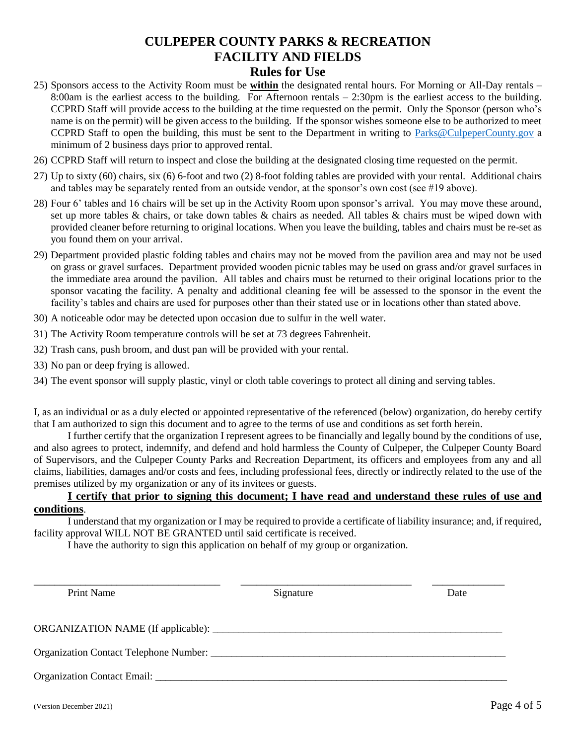# CULPEPER COUNTY PARKS & RECREATION
# FACILITY AND FIELDS
## Rules for Use

25) Sponsors access to the Activity Room must be **within** the designated rental hours. For Morning or All-Day rentals – 8:00am is the earliest access to the building. For Afternoon rentals – 2:30pm is the earliest access to the building. CCPRD Staff will provide access to the building at the time requested on the permit. Only the Sponsor (person who's name is on the permit) will be given access to the building. If the sponsor wishes someone else to be authorized to meet CCPRD Staff to open the building, this must be sent to the Department in writing to Parks@CulpeperCounty.gov a minimum of 2 business days prior to approved rental.
26) CCPRD Staff will return to inspect and close the building at the designated closing time requested on the permit.
27) Up to sixty (60) chairs, six (6) 6-foot and two (2) 8-foot folding tables are provided with your rental. Additional chairs and tables may be separately rented from an outside vendor, at the sponsor's own cost (see #19 above).
28) Four 6' tables and 16 chairs will be set up in the Activity Room upon sponsor's arrival. You may move these around, set up more tables & chairs, or take down tables & chairs as needed. All tables & chairs must be wiped down with provided cleaner before returning to original locations. When you leave the building, tables and chairs must be re-set as you found them on your arrival.
29) Department provided plastic folding tables and chairs may not be moved from the pavilion area and may not be used on grass or gravel surfaces. Department provided wooden picnic tables may be used on grass and/or gravel surfaces in the immediate area around the pavilion. All tables and chairs must be returned to their original locations prior to the sponsor vacating the facility. A penalty and additional cleaning fee will be assessed to the sponsor in the event the facility's tables and chairs are used for purposes other than their stated use or in locations other than stated above.
30) A noticeable odor may be detected upon occasion due to sulfur in the well water.
31) The Activity Room temperature controls will be set at 73 degrees Fahrenheit.
32) Trash cans, push broom, and dust pan will be provided with your rental.
33) No pan or deep frying is allowed.
34) The event sponsor will supply plastic, vinyl or cloth table coverings to protect all dining and serving tables.

I, as an individual or as a duly elected or appointed representative of the referenced (below) organization, do hereby certify that I am authorized to sign this document and to agree to the terms of use and conditions as set forth herein.

I further certify that the organization I represent agrees to be financially and legally bound by the conditions of use, and also agrees to protect, indemnify, and defend and hold harmless the County of Culpeper, the Culpeper County Board of Supervisors, and the Culpeper County Parks and Recreation Department, its officers and employees from any and all claims, liabilities, damages and/or costs and fees, including professional fees, directly or indirectly related to the use of the premises utilized by my organization or any of its invitees or guests.

**I certify that prior to signing this document; I have read and understand these rules of use and conditions**.

I understand that my organization or I may be required to provide a certificate of liability insurance; and, if required, facility approval WILL NOT BE GRANTED until said certificate is received.

I have the authority to sign this application on behalf of my group or organization.

\_\_\_\_\_\_\_\_\_\_\_\_\_\_\_\_\_\_\_\_\_\_\_\_\_\_\_\_\_\_\_\_ \_\_\_\_\_\_\_\_\_\_\_\_\_\_\_\_\_\_\_\_\_\_\_\_\_\_\_\_\_\_ \_\_\_\_\_\_\_\_\_\_\_\_\_\_

Print Name Signature Date

ORGANIZATION NAME (If applicable): \_\_\_\_\_\_\_\_\_\_\_\_\_\_\_\_\_\_\_\_\_\_\_\_\_\_\_\_\_\_\_\_\_\_\_\_\_\_\_\_\_\_\_\_\_\_

Organization Contact Telephone Number: \_\_\_\_\_\_\_\_\_\_\_\_\_\_\_\_\_\_\_\_\_\_\_\_\_\_\_\_\_\_\_\_\_\_\_\_\_\_\_\_\_\_\_\_

Organization Contact Email: \_\_\_\_\_\_\_\_\_\_\_\_\_\_\_\_\_\_\_\_\_\_\_\_\_\_\_\_\_\_\_\_\_\_\_\_\_\_\_\_\_\_\_\_\_\_\_\_\_\_\_\_\_\_

(Version December 2021)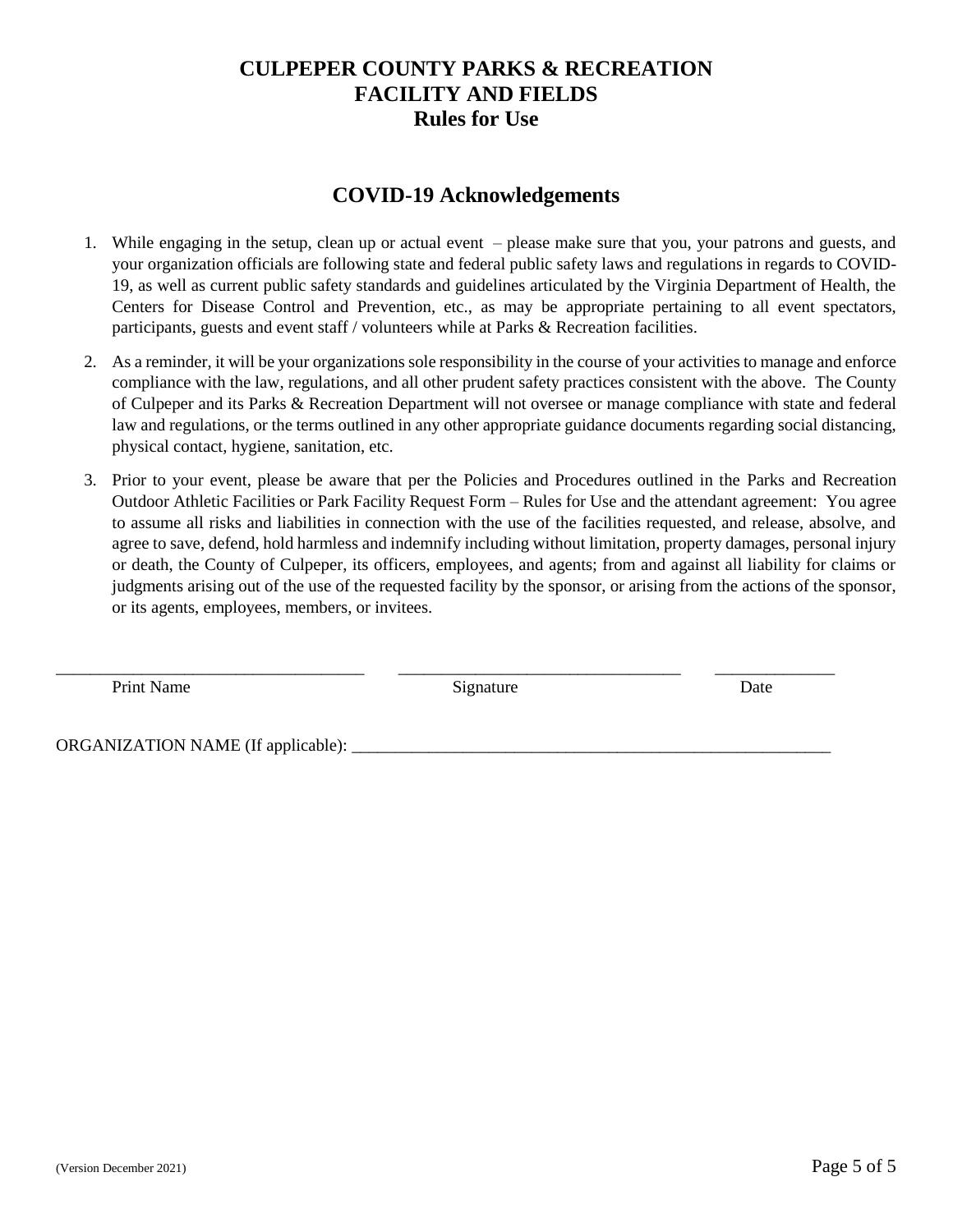# CULPEPER COUNTY PARKS & RECREATION
# FACILITY AND FIELDS
# Rules for Use

## COVID-19 Acknowledgements

1. While engaging in the setup, clean up or actual event – please make sure that you, your patrons and guests, and your organization officials are following state and federal public safety laws and regulations in regards to COVID-19, as well as current public safety standards and guidelines articulated by the Virginia Department of Health, the Centers for Disease Control and Prevention, etc., as may be appropriate pertaining to all event spectators, participants, guests and event staff / volunteers while at Parks & Recreation facilities.
2. As a reminder, it will be your organizations sole responsibility in the course of your activities to manage and enforce compliance with the law, regulations, and all other prudent safety practices consistent with the above. The County of Culpeper and its Parks & Recreation Department will not oversee or manage compliance with state and federal law and regulations, or the terms outlined in any other appropriate guidance documents regarding social distancing, physical contact, hygiene, sanitation, etc.
3. Prior to your event, please be aware that per the Policies and Procedures outlined in the Parks and Recreation Outdoor Athletic Facilities or Park Facility Request Form – Rules for Use and the attendant agreement: You agree to assume all risks and liabilities in connection with the use of the facilities requested, and release, absolve, and agree to save, defend, hold harmless and indemnify including without limitation, property damages, personal injury or death, the County of Culpeper, its officers, employees, and agents; from and against all liability for claims or judgments arising out of the use of the requested facility by the sponsor, or arising from the actions of the sponsor, or its agents, employees, members, or invitees.

| | | |
|---|---|---|
| ____________________________________ | _________________________________ | ______________ |
| Print Name | Signature | Date |

ORGANIZATION NAME (If applicable): ___________________________________________________________

(Version December 2021)